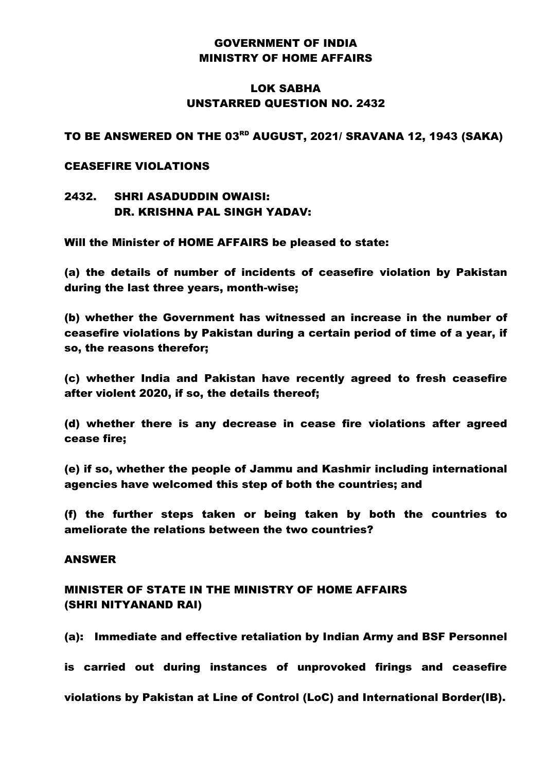# GOVERNMENT OF INDIA
# MINISTRY OF HOME AFFAIRS

## LOK SABHA
## UNSTARRED QUESTION NO. 2432

**TO BE ANSWERED ON THE 03RD AUGUST, 2021/ SRAVANA 12, 1943 (SAKA)**

**CEASEFIRE VIOLATIONS**

**2432. SHRI ASADUDDIN OWAISI:**
**DR. KRISHNA PAL SINGH YADAV:**

**Will the Minister of HOME AFFAIRS be pleased to state:**

**(a) the details of number of incidents of ceasefire violation by Pakistan during the last three years, month-wise;**

**(b) whether the Government has witnessed an increase in the number of ceasefire violations by Pakistan during a certain period of time of a year, if so, the reasons therefor;**

**(c) whether India and Pakistan have recently agreed to fresh ceasefire after violent 2020, if so, the details thereof;**

**(d) whether there is any decrease in cease fire violations after agreed cease fire;**

**(e) if so, whether the people of Jammu and Kashmir including international agencies have welcomed this step of both the countries; and**

**(f) the further steps taken or being taken by both the countries to ameliorate the relations between the two countries?**

**ANSWER**

**MINISTER OF STATE IN THE MINISTRY OF HOME AFFAIRS**
**(SHRI NITYANAND RAI)**

**(a): Immediate and effective retaliation by Indian Army and BSF Personnel is carried out during instances of unprovoked firings and ceasefire violations by Pakistan at Line of Control (LoC) and International Border(IB).**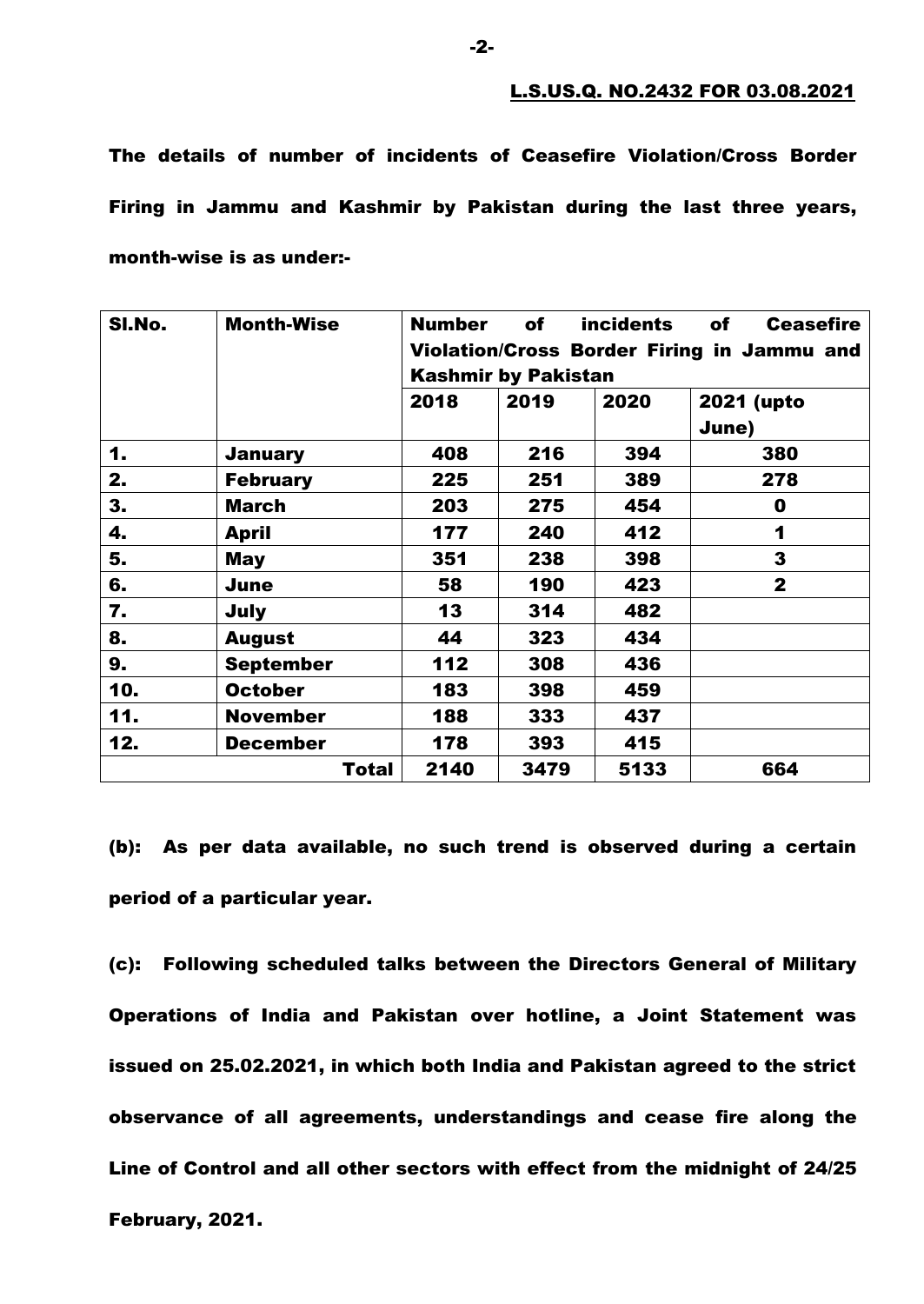**L.S.US.Q. NO.2432 FOR 03.08.2021**

**The details of number of incidents of Ceasefire Violation/Cross Border Firing in Jammu and Kashmir by Pakistan during the last three years, month-wise is as under:-**

| Sl.No. | Month-Wise | Number of incidents of Ceasefire Violation/Cross Border Firing in Jammu and Kashmir by Pakistan | | | |
|---|---|---|---|---|---|
| | | 2018 | 2019 | 2020 | 2021 (upto June) |
| 1. | January | 408 | 216 | 394 | 380 |
| 2. | February | 225 | 251 | 389 | 278 |
| 3. | March | 203 | 275 | 454 | 0 |
| 4. | April | 177 | 240 | 412 | 1 |
| 5. | May | 351 | 238 | 398 | 3 |
| 6. | June | 58 | 190 | 423 | 2 |
| 7. | July | 13 | 314 | 482 | |
| 8. | August | 44 | 323 | 434 | |
| 9. | September | 112 | 308 | 436 | |
| 10. | October | 183 | 398 | 459 | |
| 11. | November | 188 | 333 | 437 | |
| 12. | December | 178 | 393 | 415 | |
| | **Total** | **2140** | **3479** | **5133** | **664** |

**(b): As per data available, no such trend is observed during a certain period of a particular year.**

**(c): Following scheduled talks between the Directors General of Military Operations of India and Pakistan over hotline, a Joint Statement was issued on 25.02.2021, in which both India and Pakistan agreed to the strict observance of all agreements, understandings and cease fire along the Line of Control and all other sectors with effect from the midnight of 24/25 February, 2021.**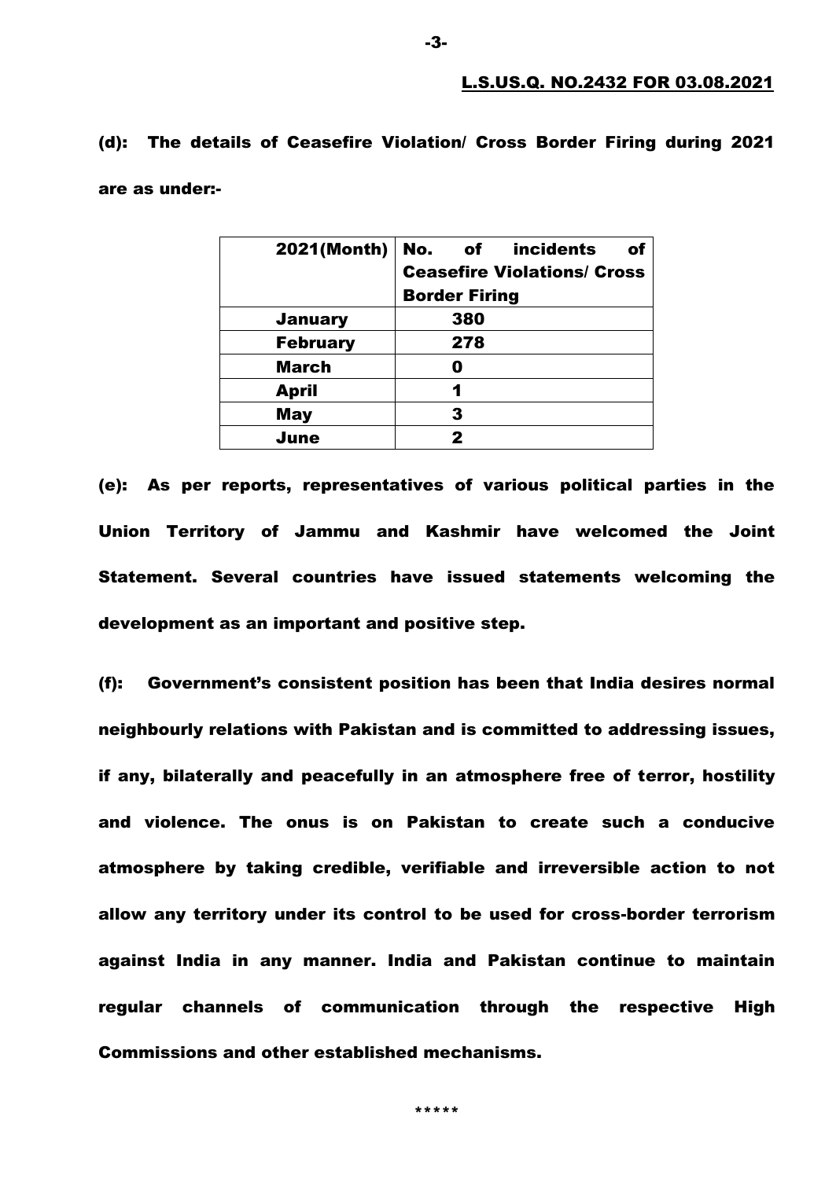**L.S.US.Q. NO.2432 FOR 03.08.2021**

**(d): The details of Ceasefire Violation/ Cross Border Firing during 2021 are as under:-**

| 2021(Month) | No. of incidents of Ceasefire Violations/ Cross Border Firing |
|---|---|
| January | 380 |
| February | 278 |
| March | 0 |
| April | 1 |
| May | 3 |
| June | 2 |

**(e): As per reports, representatives of various political parties in the Union Territory of Jammu and Kashmir have welcomed the Joint Statement. Several countries have issued statements welcoming the development as an important and positive step.**

**(f): Government's consistent position has been that India desires normal neighbourly relations with Pakistan and is committed to addressing issues, if any, bilaterally and peacefully in an atmosphere free of terror, hostility and violence. The onus is on Pakistan to create such a conducive atmosphere by taking credible, verifiable and irreversible action to not allow any territory under its control to be used for cross-border terrorism against India in any manner. India and Pakistan continue to maintain regular channels of communication through the respective High Commissions and other established mechanisms.**

*****